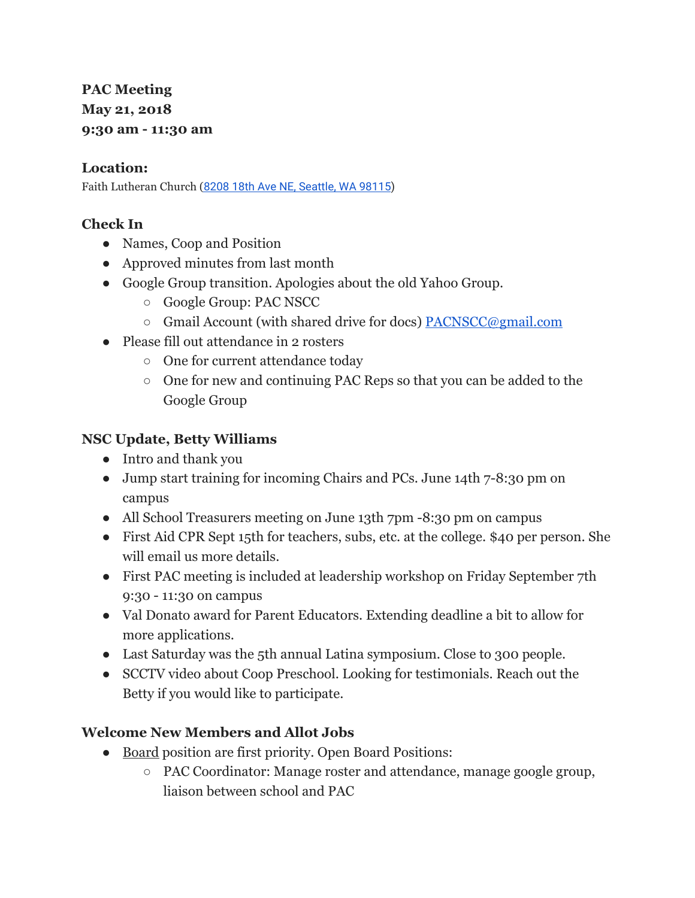**PAC Meeting**
**May 21, 2018**
**9:30 am - 11:30 am**

### Location:

Faith Lutheran Church (8208 18th Ave NE, Seattle, WA 98115)

### Check In

- Names, Coop and Position
- Approved minutes from last month
- Google Group transition. Apologies about the old Yahoo Group.
  - Google Group: PAC NSCC
  - Gmail Account (with shared drive for docs) PACNSCC@gmail.com
- Please fill out attendance in 2 rosters
  - One for current attendance today
  - One for new and continuing PAC Reps so that you can be added to the Google Group

### NSC Update, Betty Williams

- Intro and thank you
- Jump start training for incoming Chairs and PCs. June 14th 7-8:30 pm on campus
- All School Treasurers meeting on June 13th 7pm -8:30 pm on campus
- First Aid CPR Sept 15th for teachers, subs, etc. at the college. $40 per person. She will email us more details.
- First PAC meeting is included at leadership workshop on Friday September 7th 9:30 - 11:30 on campus
- Val Donato award for Parent Educators. Extending deadline a bit to allow for more applications.
- Last Saturday was the 5th annual Latina symposium. Close to 300 people.
- SCCTV video about Coop Preschool. Looking for testimonials. Reach out the Betty if you would like to participate.

### Welcome New Members and Allot Jobs

- Board position are first priority. Open Board Positions:
  - PAC Coordinator: Manage roster and attendance, manage google group, liaison between school and PAC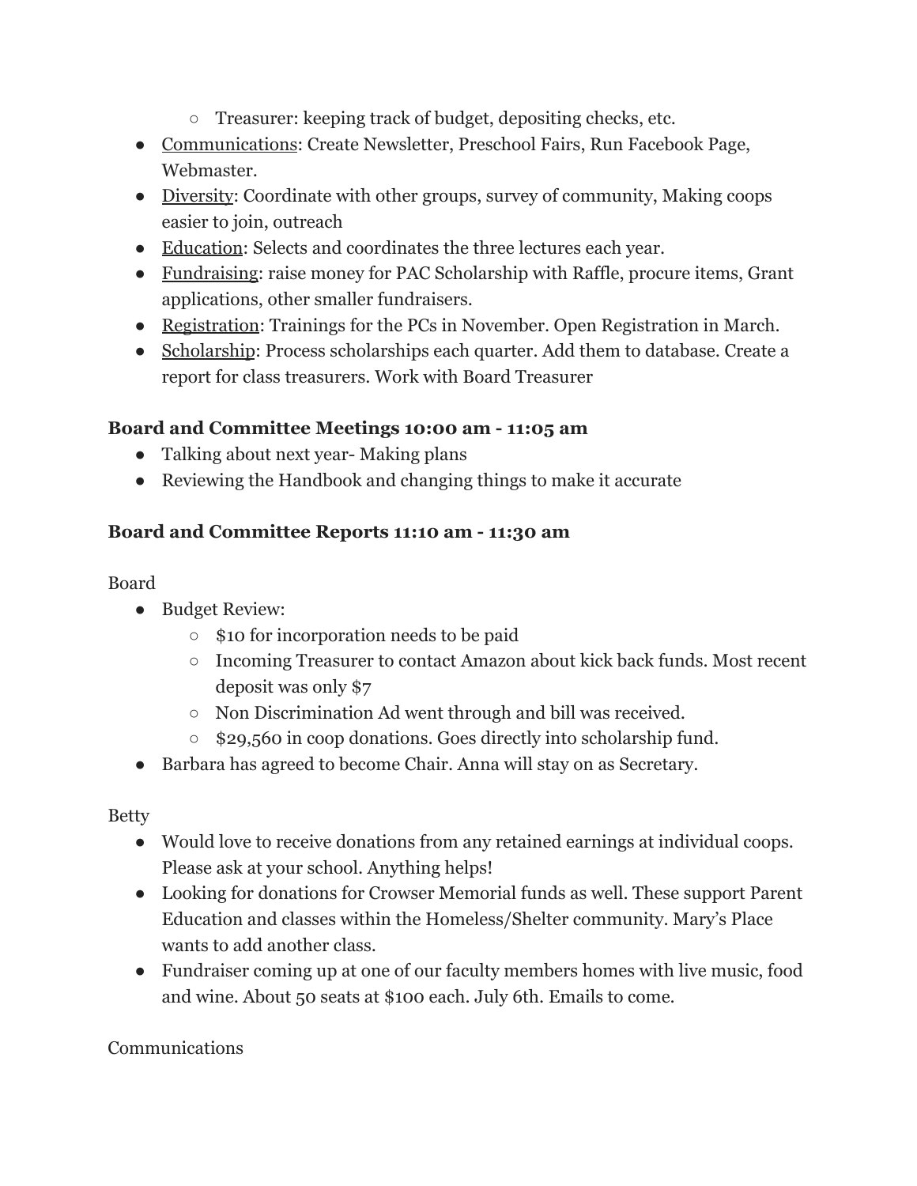- Treasurer: keeping track of budget, depositing checks, etc.
- Communications: Create Newsletter, Preschool Fairs, Run Facebook Page, Webmaster.
- Diversity: Coordinate with other groups, survey of community, Making coops easier to join, outreach
- Education: Selects and coordinates the three lectures each year.
- Fundraising: raise money for PAC Scholarship with Raffle, procure items, Grant applications, other smaller fundraisers.
- Registration: Trainings for the PCs in November. Open Registration in March.
- Scholarship: Process scholarships each quarter. Add them to database. Create a report for class treasurers. Work with Board Treasurer

**Board and Committee Meetings 10:00 am - 11:05 am**

- Talking about next year- Making plans
- Reviewing the Handbook and changing things to make it accurate

**Board and Committee Reports 11:10 am - 11:30 am**

Board

- Budget Review:
    - $10 for incorporation needs to be paid
    - Incoming Treasurer to contact Amazon about kick back funds. Most recent deposit was only $7
    - Non Discrimination Ad went through and bill was received.
    - $29,560 in coop donations. Goes directly into scholarship fund.
- Barbara has agreed to become Chair. Anna will stay on as Secretary.

Betty

- Would love to receive donations from any retained earnings at individual coops. Please ask at your school. Anything helps!
- Looking for donations for Crowser Memorial funds as well. These support Parent Education and classes within the Homeless/Shelter community. Mary's Place wants to add another class.
- Fundraiser coming up at one of our faculty members homes with live music, food and wine. About 50 seats at $100 each. July 6th. Emails to come.

Communications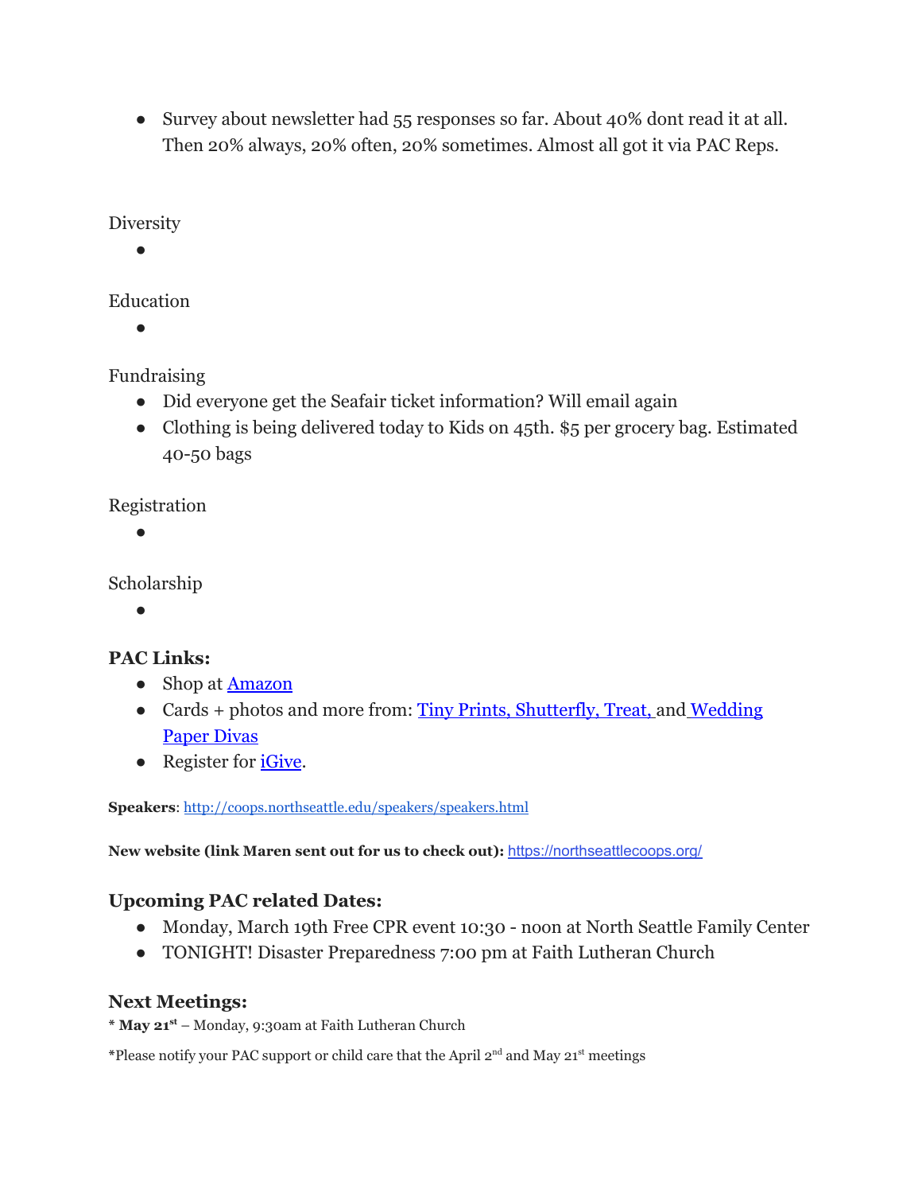- Survey about newsletter had 55 responses so far. About 40% dont read it at all. Then 20% always, 20% often, 20% sometimes. Almost all got it via PAC Reps.

Diversity

- 

Education

- 

Fundraising

- Did everyone get the Seafair ticket information? Will email again
- Clothing is being delivered today to Kids on 45th. $5 per grocery bag. Estimated 40-50 bags

Registration

- 

Scholarship

- 

### PAC Links:

- Shop at [Amazon]
- Cards + photos and more from: [Tiny Prints, Shutterfly, Treat,] and [Wedding Paper Divas]
- Register for [iGive].

**Speakers**: http://coops.northseattle.edu/speakers/speakers.html

**New website (link Maren sent out for us to check out):** https://northseattlecoops.org/

### Upcoming PAC related Dates:

- Monday, March 19th Free CPR event 10:30 - noon at North Seattle Family Center
- TONIGHT! Disaster Preparedness 7:00 pm at Faith Lutheran Church

### Next Meetings:

* **May 21st** – Monday, 9:30am at Faith Lutheran Church

*Please notify your PAC support or child care that the April 2nd and May 21st meetings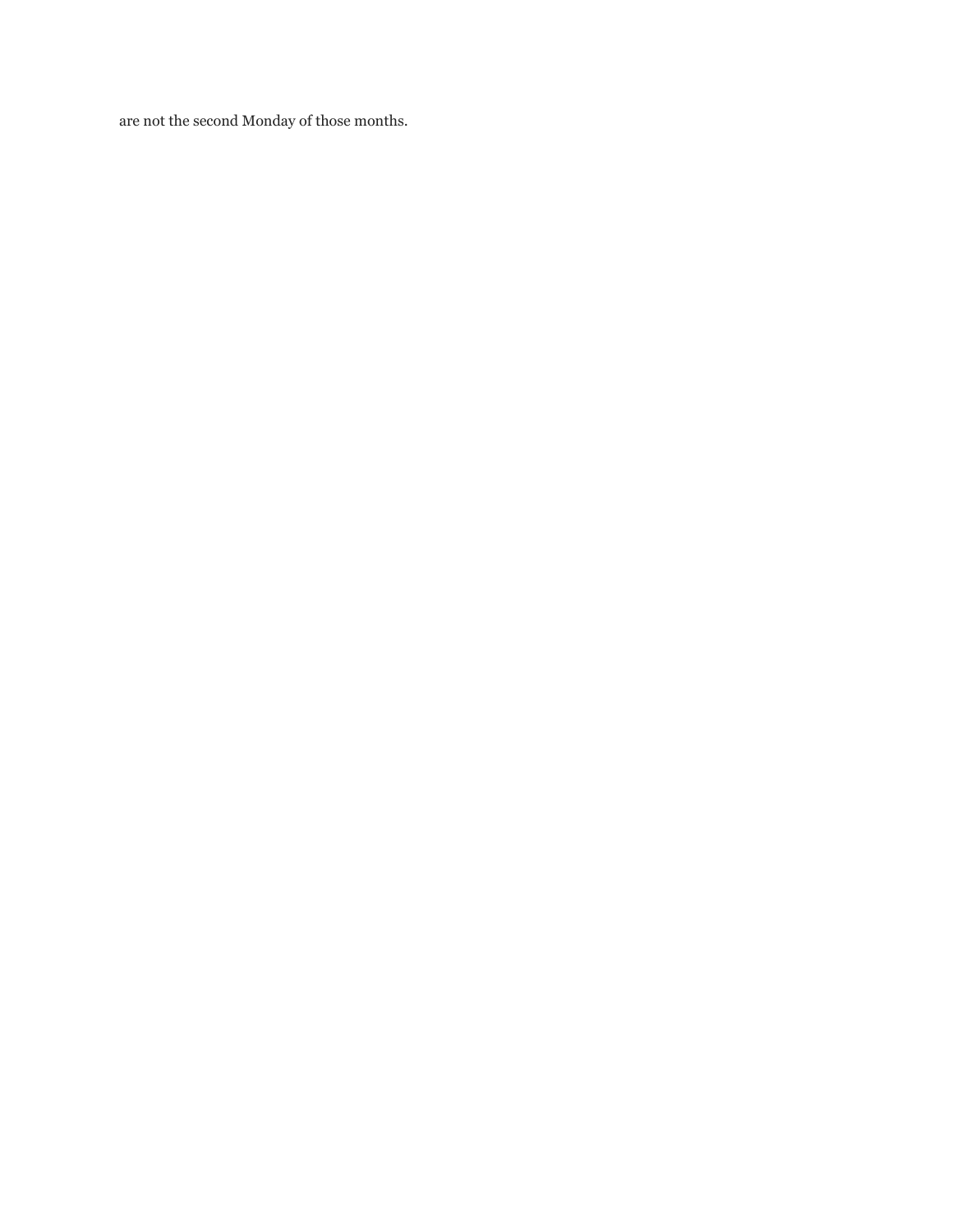are not the second Monday of those months.